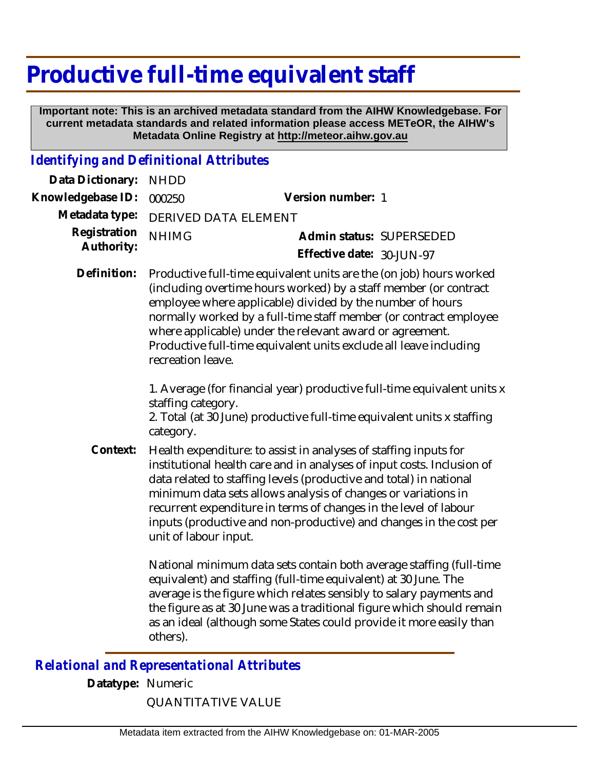# Productive full-time equivalent staff

**Important note: This is an archived metadata standard from the AIHW Knowledgebase. For current metadata standards and related information please access METeOR, the AIHW's Metadata Online Registry at http://meteor.aihw.gov.au**

## *Identifying and Definitional Attributes*

**Data Dictionary:** NHDD

**Knowledgebase ID:** 000250 **Version number:** 1

**Metadata type:** DERIVED DATA ELEMENT

**Registration Authority:** NHIMG **Admin status:** SUPERSEDED

**Effective date:** 30-JUN-97

**Definition:** Productive full-time equivalent units are the (on job) hours worked (including overtime hours worked) by a staff member (or contract employee where applicable) divided by the number of hours normally worked by a full-time staff member (or contract employee where applicable) under the relevant award or agreement. Productive full-time equivalent units exclude all leave including recreation leave.

1. Average (for financial year) productive full-time equivalent units x staffing category.
2. Total (at 30 June) productive full-time equivalent units x staffing category.

**Context:** Health expenditure: to assist in analyses of staffing inputs for institutional health care and in analyses of input costs. Inclusion of data related to staffing levels (productive and total) in national minimum data sets allows analysis of changes or variations in recurrent expenditure in terms of changes in the level of labour inputs (productive and non-productive) and changes in the cost per unit of labour input.

National minimum data sets contain both average staffing (full-time equivalent) and staffing (full-time equivalent) at 30 June. The average is the figure which relates sensibly to salary payments and the figure as at 30 June was a traditional figure which should remain as an ideal (although some States could provide it more easily than others).

## *Relational and Representational Attributes*

**Datatype:** Numeric

QUANTITATIVE VALUE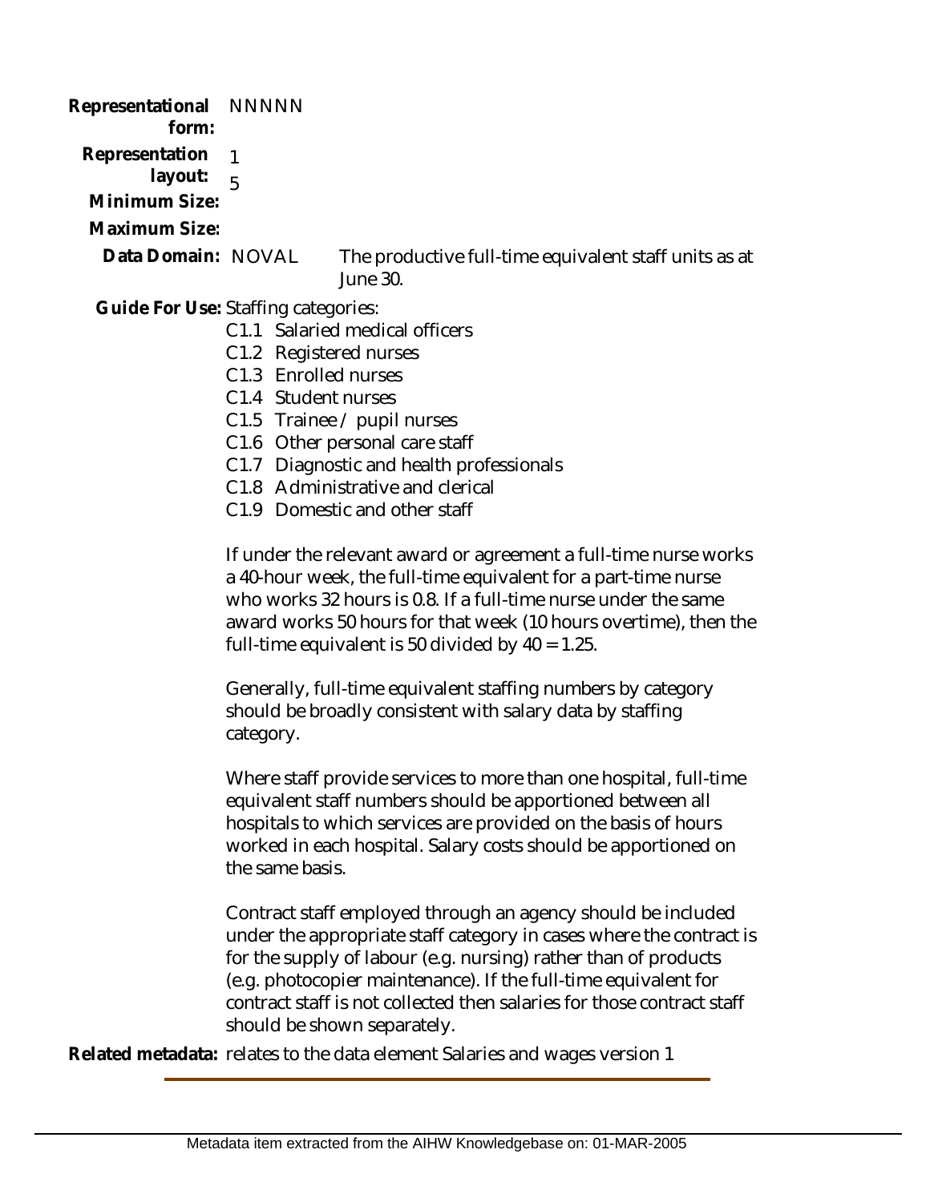**Representational form:** NNNNN

**Representation layout:** 

**Minimum Size:** 1

**Maximum Size:** 5

**Data Domain:** NOVAL The productive full-time equivalent staff units as at June 30.

**Guide For Use:** Staffing categories:

- C1.1 Salaried medical officers
- C1.2 Registered nurses
- C1.3 Enrolled nurses
- C1.4 Student nurses
- C1.5 Trainee / pupil nurses
- C1.6 Other personal care staff
- C1.7 Diagnostic and health professionals
- C1.8 Administrative and clerical
- C1.9 Domestic and other staff

If under the relevant award or agreement a full-time nurse works a 40-hour week, the full-time equivalent for a part-time nurse who works 32 hours is 0.8. If a full-time nurse under the same award works 50 hours for that week (10 hours overtime), then the full-time equivalent is 50 divided by 40 = 1.25.

Generally, full-time equivalent staffing numbers by category should be broadly consistent with salary data by staffing category.

Where staff provide services to more than one hospital, full-time equivalent staff numbers should be apportioned between all hospitals to which services are provided on the basis of hours worked in each hospital. Salary costs should be apportioned on the same basis.

Contract staff employed through an agency should be included under the appropriate staff category in cases where the contract is for the supply of labour (e.g. nursing) rather than of products (e.g. photocopier maintenance). If the full-time equivalent for contract staff is not collected then salaries for those contract staff should be shown separately.

**Related metadata:** relates to the data element Salaries and wages version 1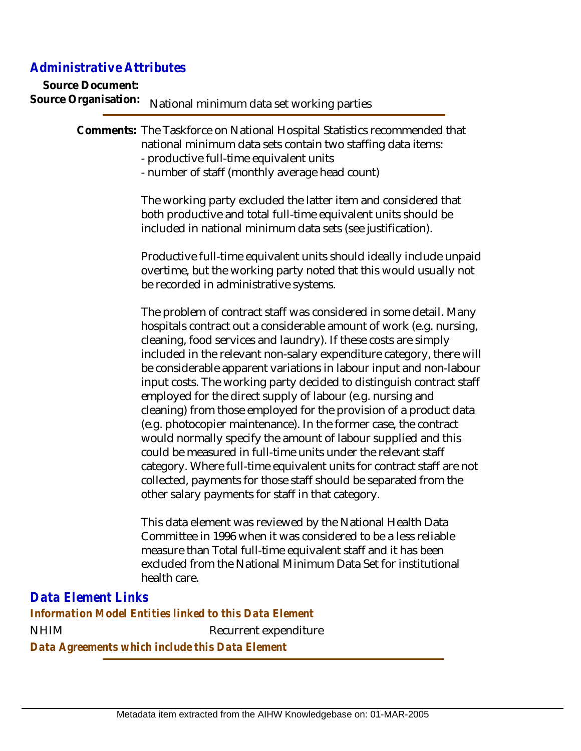## Administrative Attributes

**Source Document:**

**Source Organisation:** National minimum data set working parties

**Comments:** The Taskforce on National Hospital Statistics recommended that national minimum data sets contain two staffing data items:
- productive full-time equivalent units
- number of staff (monthly average head count)

The working party excluded the latter item and considered that both productive and total full-time equivalent units should be included in national minimum data sets (see justification).

Productive full-time equivalent units should ideally include unpaid overtime, but the working party noted that this would usually not be recorded in administrative systems.

The problem of contract staff was considered in some detail. Many hospitals contract out a considerable amount of work (e.g. nursing, cleaning, food services and laundry). If these costs are simply included in the relevant non-salary expenditure category, there will be considerable apparent variations in labour input and non-labour input costs. The working party decided to distinguish contract staff employed for the direct supply of labour (e.g. nursing and cleaning) from those employed for the provision of a product data (e.g. photocopier maintenance). In the former case, the contract would normally specify the amount of labour supplied and this could be measured in full-time units under the relevant staff category. Where full-time equivalent units for contract staff are not collected, payments for those staff should be separated from the other salary payments for staff in that category.

This data element was reviewed by the National Health Data Committee in 1996 when it was considered to be a less reliable measure than Total full-time equivalent staff and it has been excluded from the National Minimum Data Set for institutional health care.

## Data Element Links

### Information Model Entities linked to this Data Element

NHIM Recurrent expenditure

### Data Agreements which include this Data Element

Metadata item extracted from the AIHW Knowledgebase on: 01-MAR-2005